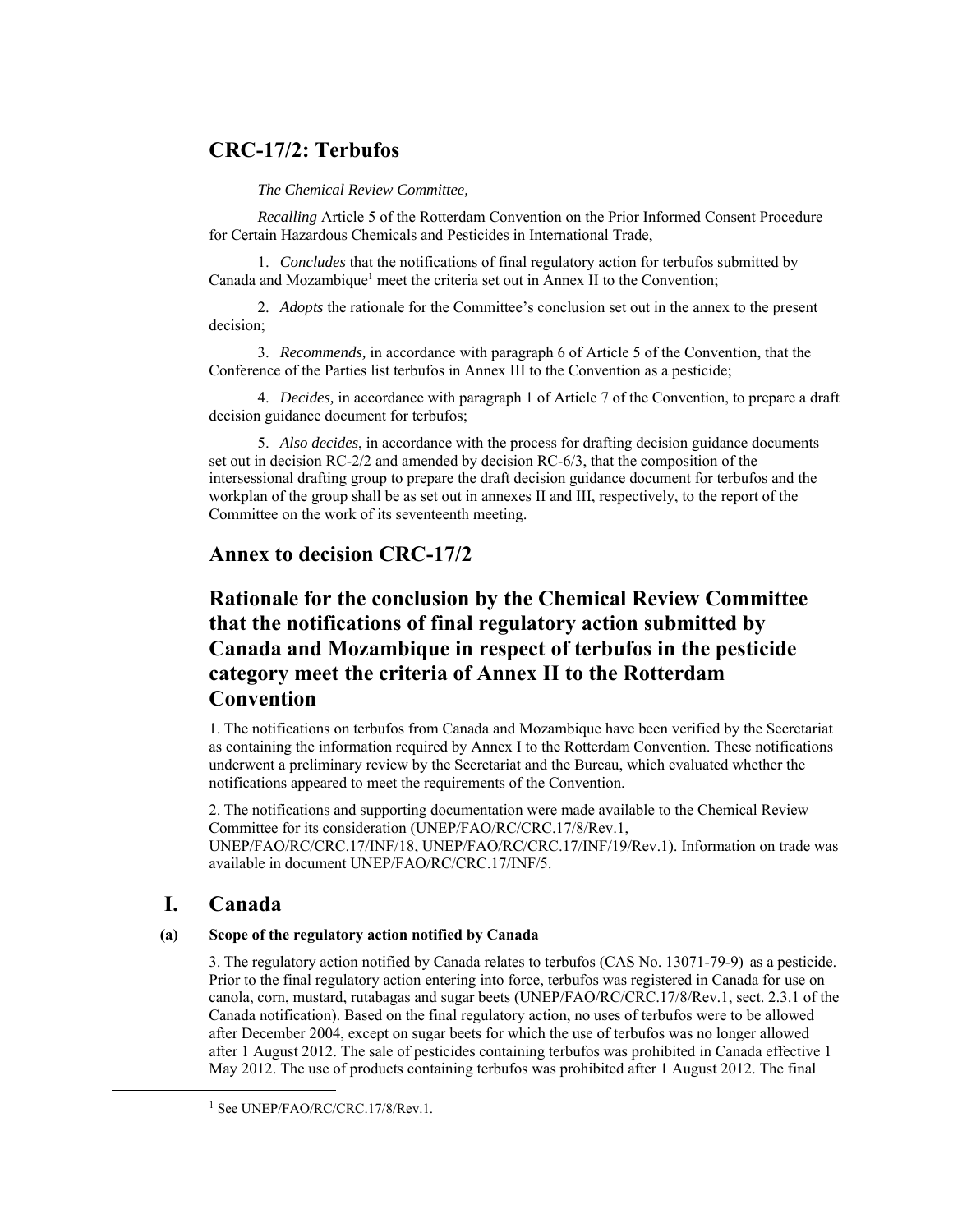## CRC-17/2: Terbufos

*The Chemical Review Committee,*

*Recalling* Article 5 of the Rotterdam Convention on the Prior Informed Consent Procedure for Certain Hazardous Chemicals and Pesticides in International Trade,

1. *Concludes* that the notifications of final regulatory action for terbufos submitted by Canada and Mozambique[1] meet the criteria set out in Annex II to the Convention;

2. *Adopts* the rationale for the Committee's conclusion set out in the annex to the present decision;

3. *Recommends,* in accordance with paragraph 6 of Article 5 of the Convention, that the Conference of the Parties list terbufos in Annex III to the Convention as a pesticide;

4. *Decides,* in accordance with paragraph 1 of Article 7 of the Convention, to prepare a draft decision guidance document for terbufos;

5. *Also decides*, in accordance with the process for drafting decision guidance documents set out in decision RC-2/2 and amended by decision RC-6/3, that the composition of the intersessional drafting group to prepare the draft decision guidance document for terbufos and the workplan of the group shall be as set out in annexes II and III, respectively, to the report of the Committee on the work of its seventeenth meeting.

## Annex to decision CRC-17/2

## Rationale for the conclusion by the Chemical Review Committee that the notifications of final regulatory action submitted by Canada and Mozambique in respect of terbufos in the pesticide category meet the criteria of Annex II to the Rotterdam Convention

1. The notifications on terbufos from Canada and Mozambique have been verified by the Secretariat as containing the information required by Annex I to the Rotterdam Convention. These notifications underwent a preliminary review by the Secretariat and the Bureau, which evaluated whether the notifications appeared to meet the requirements of the Convention.

2. The notifications and supporting documentation were made available to the Chemical Review Committee for its consideration (UNEP/FAO/RC/CRC.17/8/Rev.1, UNEP/FAO/RC/CRC.17/INF/18, UNEP/FAO/RC/CRC.17/INF/19/Rev.1). Information on trade was available in document UNEP/FAO/RC/CRC.17/INF/5.

## I. Canada

### (a) Scope of the regulatory action notified by Canada

3. The regulatory action notified by Canada relates to terbufos (CAS No. 13071-79-9) as a pesticide. Prior to the final regulatory action entering into force, terbufos was registered in Canada for use on canola, corn, mustard, rutabagas and sugar beets (UNEP/FAO/RC/CRC.17/8/Rev.1, sect. 2.3.1 of the Canada notification). Based on the final regulatory action, no uses of terbufos were to be allowed after December 2004, except on sugar beets for which the use of terbufos was no longer allowed after 1 August 2012. The sale of pesticides containing terbufos was prohibited in Canada effective 1 May 2012. The use of products containing terbufos was prohibited after 1 August 2012. The final

[1] See UNEP/FAO/RC/CRC.17/8/Rev.1.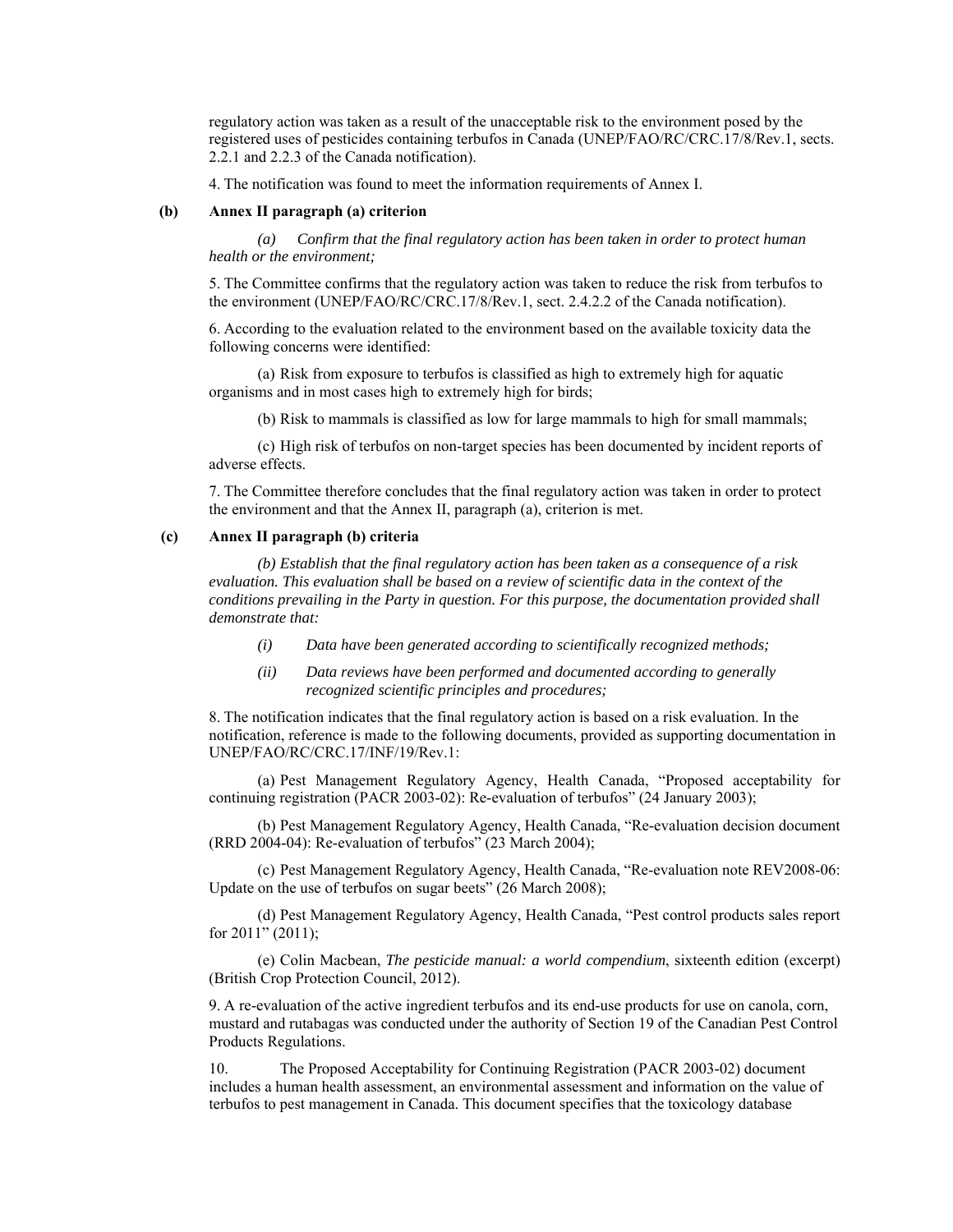regulatory action was taken as a result of the unacceptable risk to the environment posed by the registered uses of pesticides containing terbufos in Canada (UNEP/FAO/RC/CRC.17/8/Rev.1, sects. 2.2.1 and 2.2.3 of the Canada notification).

4. The notification was found to meet the information requirements of Annex I.

**(b) Annex II paragraph (a) criterion**

*(a) Confirm that the final regulatory action has been taken in order to protect human health or the environment;*

5. The Committee confirms that the regulatory action was taken to reduce the risk from terbufos to the environment (UNEP/FAO/RC/CRC.17/8/Rev.1, sect. 2.4.2.2 of the Canada notification).

6. According to the evaluation related to the environment based on the available toxicity data the following concerns were identified:

(a) Risk from exposure to terbufos is classified as high to extremely high for aquatic organisms and in most cases high to extremely high for birds;

(b) Risk to mammals is classified as low for large mammals to high for small mammals;

(c) High risk of terbufos on non-target species has been documented by incident reports of adverse effects.

7. The Committee therefore concludes that the final regulatory action was taken in order to protect the environment and that the Annex II, paragraph (a), criterion is met.

**(c) Annex II paragraph (b) criteria**

*(b) Establish that the final regulatory action has been taken as a consequence of a risk evaluation. This evaluation shall be based on a review of scientific data in the context of the conditions prevailing in the Party in question. For this purpose, the documentation provided shall demonstrate that:*

*(i) Data have been generated according to scientifically recognized methods;*

*(ii) Data reviews have been performed and documented according to generally recognized scientific principles and procedures;*

8. The notification indicates that the final regulatory action is based on a risk evaluation. In the notification, reference is made to the following documents, provided as supporting documentation in UNEP/FAO/RC/CRC.17/INF/19/Rev.1:

(a) Pest Management Regulatory Agency, Health Canada, "Proposed acceptability for continuing registration (PACR 2003-02): Re-evaluation of terbufos" (24 January 2003);

(b) Pest Management Regulatory Agency, Health Canada, "Re-evaluation decision document (RRD 2004-04): Re-evaluation of terbufos" (23 March 2004);

(c) Pest Management Regulatory Agency, Health Canada, "Re-evaluation note REV2008-06: Update on the use of terbufos on sugar beets" (26 March 2008);

(d) Pest Management Regulatory Agency, Health Canada, "Pest control products sales report for 2011" (2011);

(e) Colin Macbean, *The pesticide manual: a world compendium*, sixteenth edition (excerpt) (British Crop Protection Council, 2012).

9. A re-evaluation of the active ingredient terbufos and its end-use products for use on canola, corn, mustard and rutabagas was conducted under the authority of Section 19 of the Canadian Pest Control Products Regulations.

10. The Proposed Acceptability for Continuing Registration (PACR 2003-02) document includes a human health assessment, an environmental assessment and information on the value of terbufos to pest management in Canada. This document specifies that the toxicology database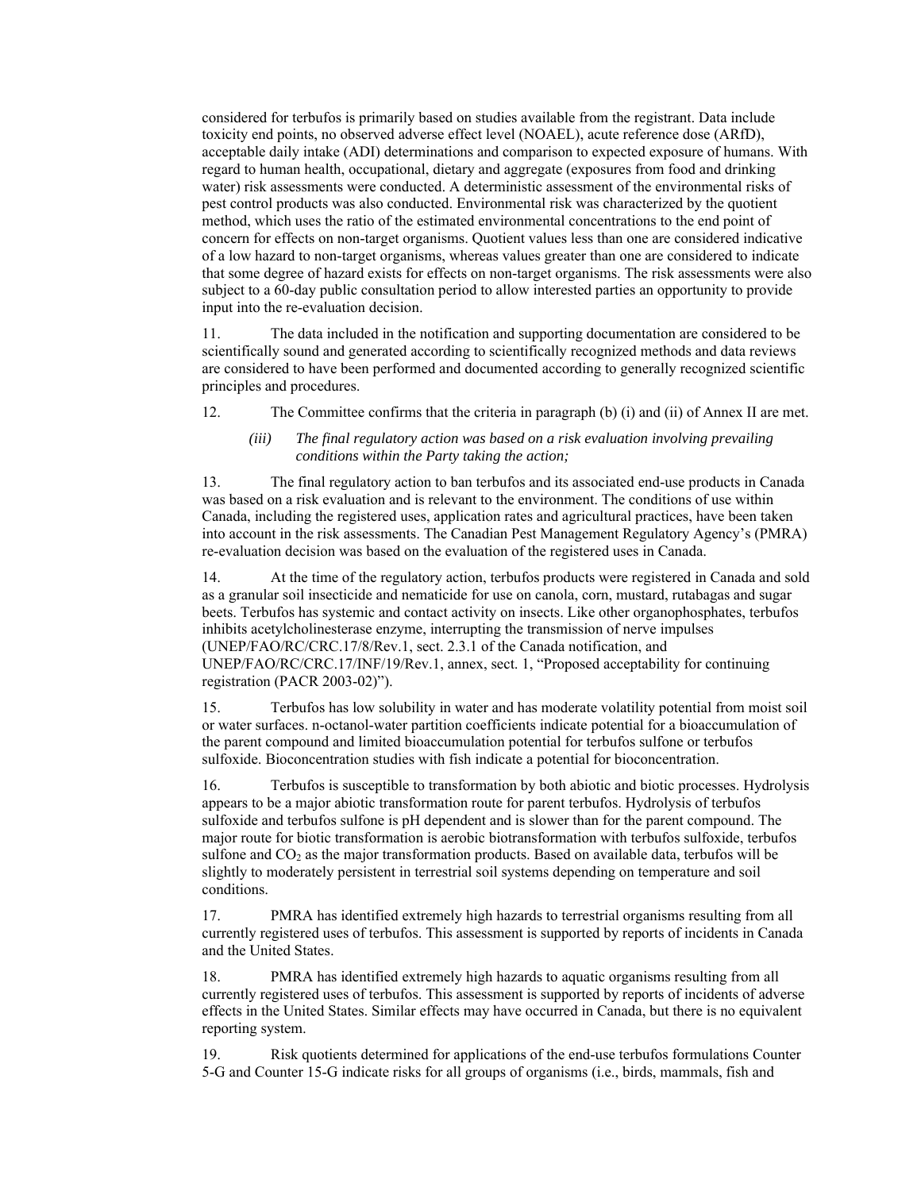considered for terbufos is primarily based on studies available from the registrant. Data include toxicity end points, no observed adverse effect level (NOAEL), acute reference dose (ARfD), acceptable daily intake (ADI) determinations and comparison to expected exposure of humans. With regard to human health, occupational, dietary and aggregate (exposures from food and drinking water) risk assessments were conducted. A deterministic assessment of the environmental risks of pest control products was also conducted. Environmental risk was characterized by the quotient method, which uses the ratio of the estimated environmental concentrations to the end point of concern for effects on non-target organisms. Quotient values less than one are considered indicative of a low hazard to non-target organisms, whereas values greater than one are considered to indicate that some degree of hazard exists for effects on non-target organisms. The risk assessments were also subject to a 60-day public consultation period to allow interested parties an opportunity to provide input into the re-evaluation decision.

11. The data included in the notification and supporting documentation are considered to be scientifically sound and generated according to scientifically recognized methods and data reviews are considered to have been performed and documented according to generally recognized scientific principles and procedures.

12. The Committee confirms that the criteria in paragraph (b) (i) and (ii) of Annex II are met.

*(iii) The final regulatory action was based on a risk evaluation involving prevailing conditions within the Party taking the action;*

13. The final regulatory action to ban terbufos and its associated end-use products in Canada was based on a risk evaluation and is relevant to the environment. The conditions of use within Canada, including the registered uses, application rates and agricultural practices, have been taken into account in the risk assessments. The Canadian Pest Management Regulatory Agency's (PMRA) re-evaluation decision was based on the evaluation of the registered uses in Canada.

14. At the time of the regulatory action, terbufos products were registered in Canada and sold as a granular soil insecticide and nematicide for use on canola, corn, mustard, rutabagas and sugar beets. Terbufos has systemic and contact activity on insects. Like other organophosphates, terbufos inhibits acetylcholinesterase enzyme, interrupting the transmission of nerve impulses (UNEP/FAO/RC/CRC.17/8/Rev.1, sect. 2.3.1 of the Canada notification, and UNEP/FAO/RC/CRC.17/INF/19/Rev.1, annex, sect. 1, "Proposed acceptability for continuing registration (PACR 2003-02)").

15. Terbufos has low solubility in water and has moderate volatility potential from moist soil or water surfaces. n-octanol-water partition coefficients indicate potential for a bioaccumulation of the parent compound and limited bioaccumulation potential for terbufos sulfone or terbufos sulfoxide. Bioconcentration studies with fish indicate a potential for bioconcentration.

16. Terbufos is susceptible to transformation by both abiotic and biotic processes. Hydrolysis appears to be a major abiotic transformation route for parent terbufos. Hydrolysis of terbufos sulfoxide and terbufos sulfone is pH dependent and is slower than for the parent compound. The major route for biotic transformation is aerobic biotransformation with terbufos sulfoxide, terbufos sulfone and $CO_2$ as the major transformation products. Based on available data, terbufos will be slightly to moderately persistent in terrestrial soil systems depending on temperature and soil conditions.

17. PMRA has identified extremely high hazards to terrestrial organisms resulting from all currently registered uses of terbufos. This assessment is supported by reports of incidents in Canada and the United States.

18. PMRA has identified extremely high hazards to aquatic organisms resulting from all currently registered uses of terbufos. This assessment is supported by reports of incidents of adverse effects in the United States. Similar effects may have occurred in Canada, but there is no equivalent reporting system.

19. Risk quotients determined for applications of the end-use terbufos formulations Counter 5-G and Counter 15-G indicate risks for all groups of organisms (i.e., birds, mammals, fish and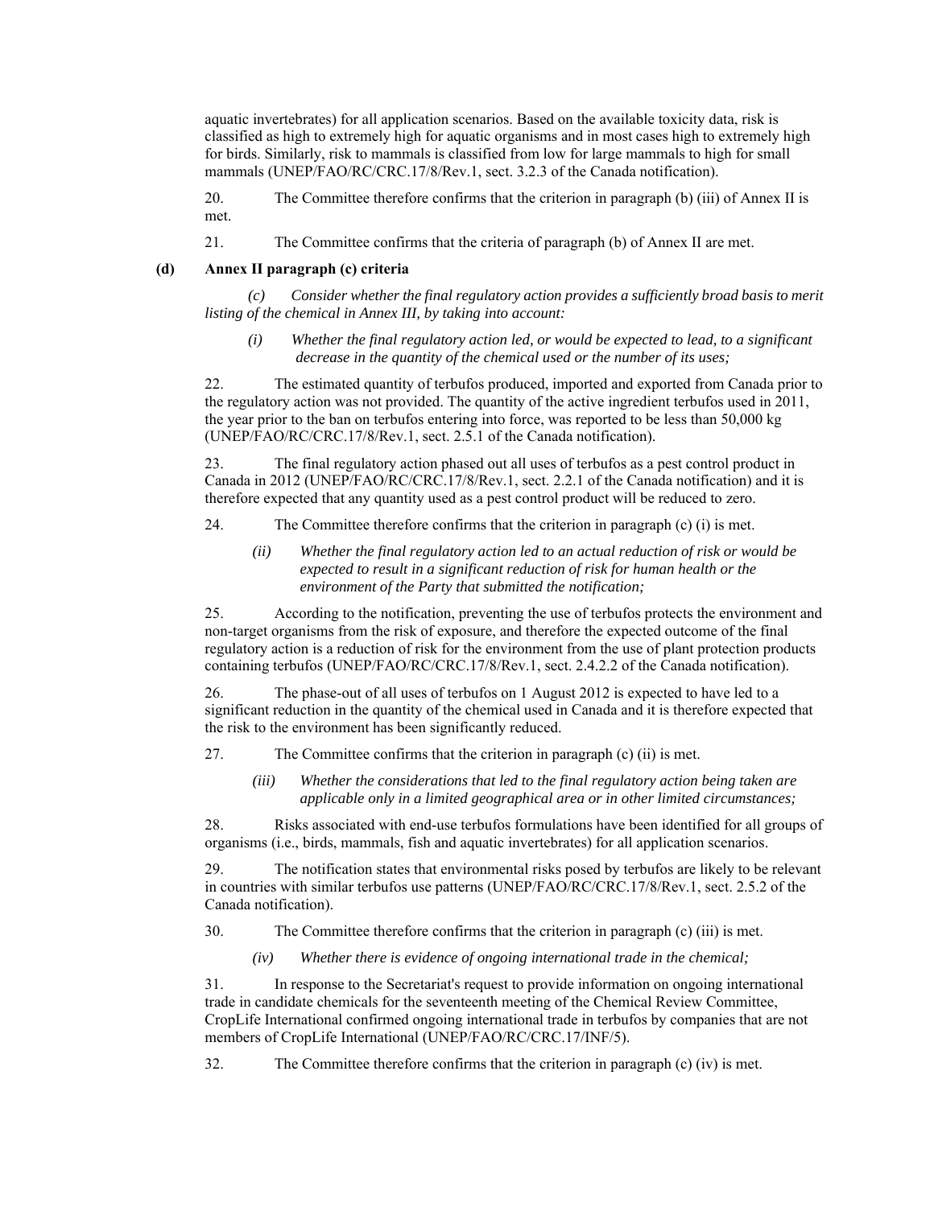aquatic invertebrates) for all application scenarios. Based on the available toxicity data, risk is classified as high to extremely high for aquatic organisms and in most cases high to extremely high for birds. Similarly, risk to mammals is classified from low for large mammals to high for small mammals (UNEP/FAO/RC/CRC.17/8/Rev.1, sect. 3.2.3 of the Canada notification).

20. The Committee therefore confirms that the criterion in paragraph (b) (iii) of Annex II is met.

21. The Committee confirms that the criteria of paragraph (b) of Annex II are met.

### (d) Annex II paragraph (c) criteria

*(c) Consider whether the final regulatory action provides a sufficiently broad basis to merit listing of the chemical in Annex III, by taking into account:*

*(i) Whether the final regulatory action led, or would be expected to lead, to a significant decrease in the quantity of the chemical used or the number of its uses;*

22. The estimated quantity of terbufos produced, imported and exported from Canada prior to the regulatory action was not provided. The quantity of the active ingredient terbufos used in 2011, the year prior to the ban on terbufos entering into force, was reported to be less than 50,000 kg (UNEP/FAO/RC/CRC.17/8/Rev.1, sect. 2.5.1 of the Canada notification).

23. The final regulatory action phased out all uses of terbufos as a pest control product in Canada in 2012 (UNEP/FAO/RC/CRC.17/8/Rev.1, sect. 2.2.1 of the Canada notification) and it is therefore expected that any quantity used as a pest control product will be reduced to zero.

24. The Committee therefore confirms that the criterion in paragraph (c) (i) is met.

*(ii) Whether the final regulatory action led to an actual reduction of risk or would be expected to result in a significant reduction of risk for human health or the environment of the Party that submitted the notification;*

25. According to the notification, preventing the use of terbufos protects the environment and non-target organisms from the risk of exposure, and therefore the expected outcome of the final regulatory action is a reduction of risk for the environment from the use of plant protection products containing terbufos (UNEP/FAO/RC/CRC.17/8/Rev.1, sect. 2.4.2.2 of the Canada notification).

26. The phase-out of all uses of terbufos on 1 August 2012 is expected to have led to a significant reduction in the quantity of the chemical used in Canada and it is therefore expected that the risk to the environment has been significantly reduced.

27. The Committee confirms that the criterion in paragraph (c) (ii) is met.

*(iii) Whether the considerations that led to the final regulatory action being taken are applicable only in a limited geographical area or in other limited circumstances;*

28. Risks associated with end-use terbufos formulations have been identified for all groups of organisms (i.e., birds, mammals, fish and aquatic invertebrates) for all application scenarios.

29. The notification states that environmental risks posed by terbufos are likely to be relevant in countries with similar terbufos use patterns (UNEP/FAO/RC/CRC.17/8/Rev.1, sect. 2.5.2 of the Canada notification).

30. The Committee therefore confirms that the criterion in paragraph (c) (iii) is met.

*(iv) Whether there is evidence of ongoing international trade in the chemical;*

31. In response to the Secretariat's request to provide information on ongoing international trade in candidate chemicals for the seventeenth meeting of the Chemical Review Committee, CropLife International confirmed ongoing international trade in terbufos by companies that are not members of CropLife International (UNEP/FAO/RC/CRC.17/INF/5).

32. The Committee therefore confirms that the criterion in paragraph (c) (iv) is met.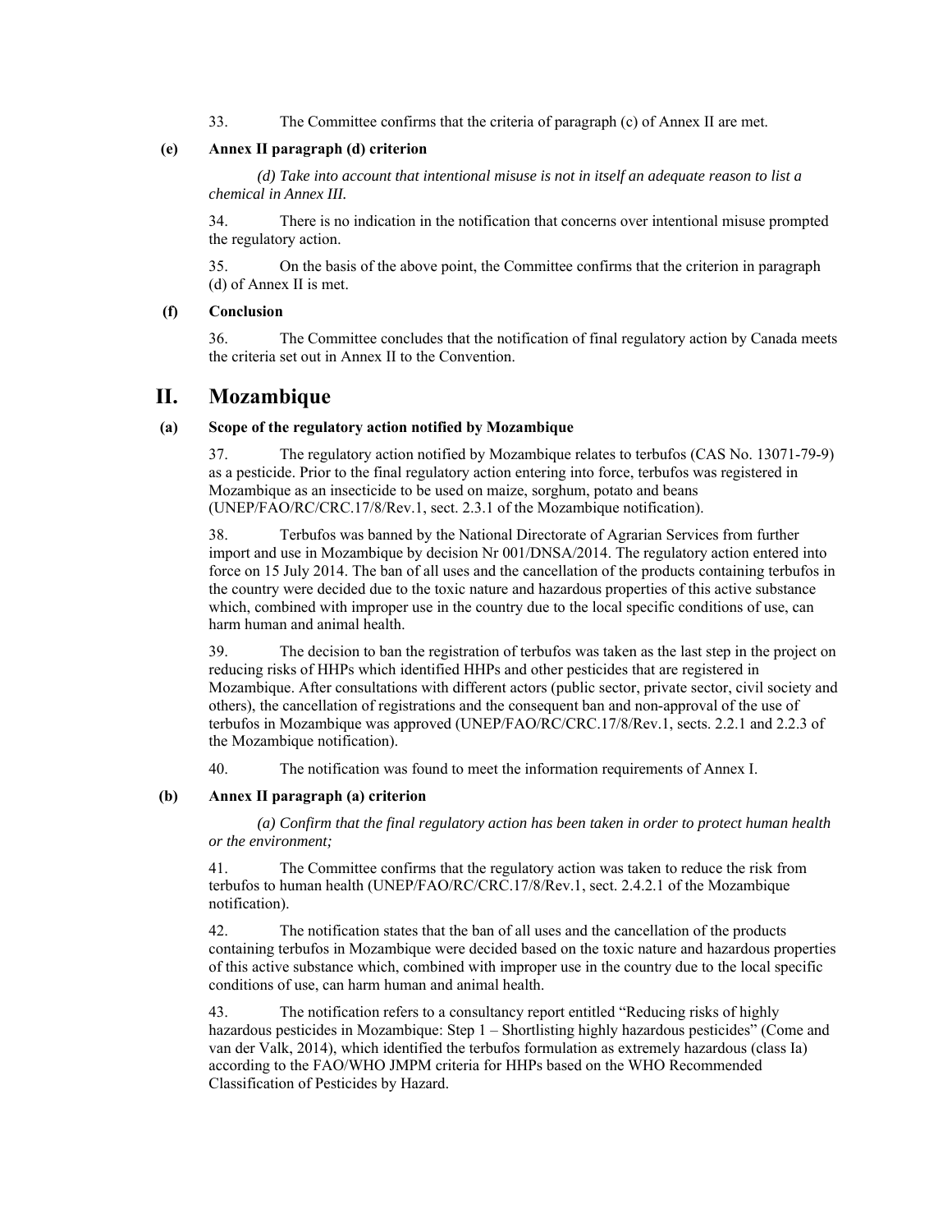33. The Committee confirms that the criteria of paragraph (c) of Annex II are met.

### (e) Annex II paragraph (d) criterion

*(d) Take into account that intentional misuse is not in itself an adequate reason to list a chemical in Annex III.*

34. There is no indication in the notification that concerns over intentional misuse prompted the regulatory action.

35. On the basis of the above point, the Committee confirms that the criterion in paragraph (d) of Annex II is met.

### (f) Conclusion

36. The Committee concludes that the notification of final regulatory action by Canada meets the criteria set out in Annex II to the Convention.

## II. Mozambique

### (a) Scope of the regulatory action notified by Mozambique

37. The regulatory action notified by Mozambique relates to terbufos (CAS No. 13071-79-9) as a pesticide. Prior to the final regulatory action entering into force, terbufos was registered in Mozambique as an insecticide to be used on maize, sorghum, potato and beans (UNEP/FAO/RC/CRC.17/8/Rev.1, sect. 2.3.1 of the Mozambique notification).

38. Terbufos was banned by the National Directorate of Agrarian Services from further import and use in Mozambique by decision Nr 001/DNSA/2014. The regulatory action entered into force on 15 July 2014. The ban of all uses and the cancellation of the products containing terbufos in the country were decided due to the toxic nature and hazardous properties of this active substance which, combined with improper use in the country due to the local specific conditions of use, can harm human and animal health.

39. The decision to ban the registration of terbufos was taken as the last step in the project on reducing risks of HHPs which identified HHPs and other pesticides that are registered in Mozambique. After consultations with different actors (public sector, private sector, civil society and others), the cancellation of registrations and the consequent ban and non-approval of the use of terbufos in Mozambique was approved (UNEP/FAO/RC/CRC.17/8/Rev.1, sects. 2.2.1 and 2.2.3 of the Mozambique notification).

40. The notification was found to meet the information requirements of Annex I.

### (b) Annex II paragraph (a) criterion

*(a) Confirm that the final regulatory action has been taken in order to protect human health or the environment;*

41. The Committee confirms that the regulatory action was taken to reduce the risk from terbufos to human health (UNEP/FAO/RC/CRC.17/8/Rev.1, sect. 2.4.2.1 of the Mozambique notification).

42. The notification states that the ban of all uses and the cancellation of the products containing terbufos in Mozambique were decided based on the toxic nature and hazardous properties of this active substance which, combined with improper use in the country due to the local specific conditions of use, can harm human and animal health.

43. The notification refers to a consultancy report entitled "Reducing risks of highly hazardous pesticides in Mozambique: Step 1 – Shortlisting highly hazardous pesticides" (Come and van der Valk, 2014), which identified the terbufos formulation as extremely hazardous (class Ia) according to the FAO/WHO JMPM criteria for HHPs based on the WHO Recommended Classification of Pesticides by Hazard.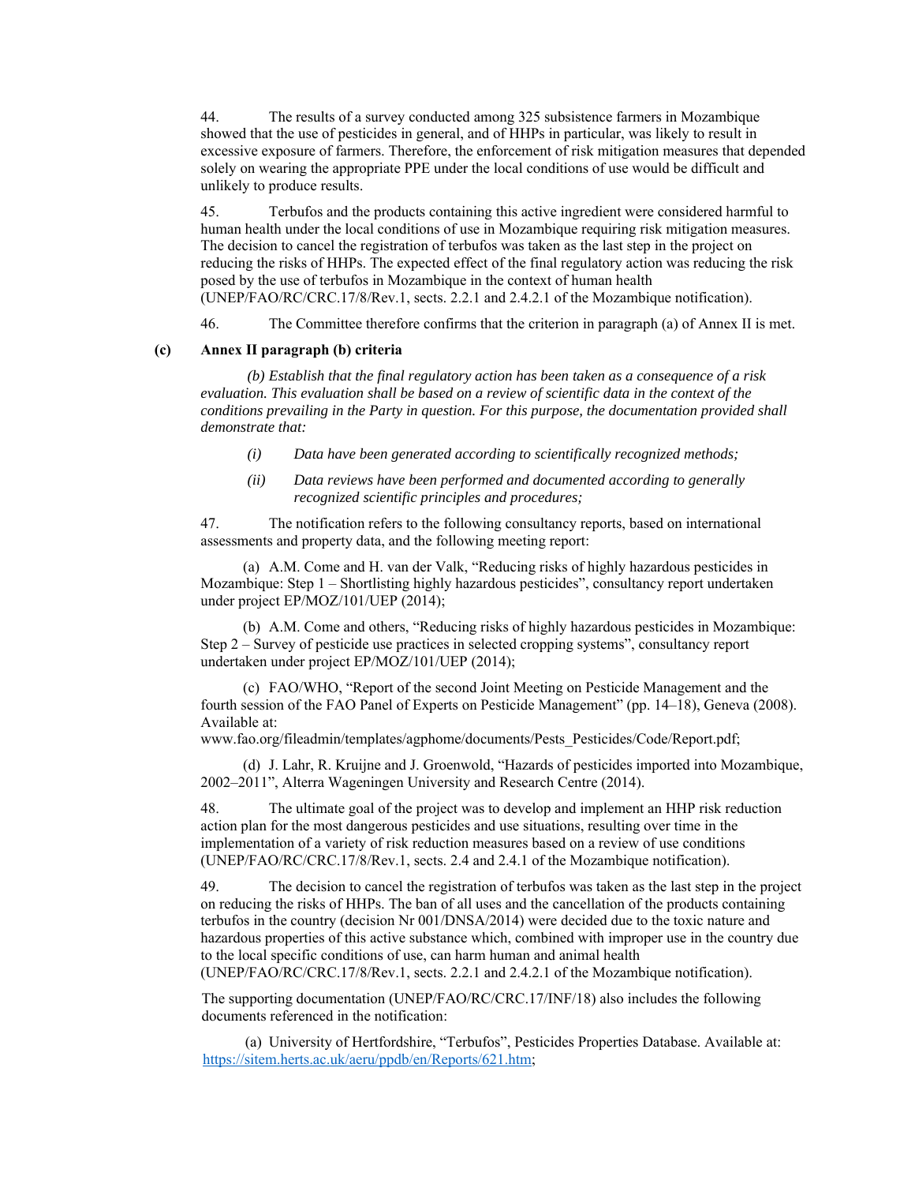44. The results of a survey conducted among 325 subsistence farmers in Mozambique showed that the use of pesticides in general, and of HHPs in particular, was likely to result in excessive exposure of farmers. Therefore, the enforcement of risk mitigation measures that depended solely on wearing the appropriate PPE under the local conditions of use would be difficult and unlikely to produce results.

45. Terbufos and the products containing this active ingredient were considered harmful to human health under the local conditions of use in Mozambique requiring risk mitigation measures. The decision to cancel the registration of terbufos was taken as the last step in the project on reducing the risks of HHPs. The expected effect of the final regulatory action was reducing the risk posed by the use of terbufos in Mozambique in the context of human health (UNEP/FAO/RC/CRC.17/8/Rev.1, sects. 2.2.1 and 2.4.2.1 of the Mozambique notification).

46. The Committee therefore confirms that the criterion in paragraph (a) of Annex II is met.

**(c) Annex II paragraph (b) criteria**

*(b) Establish that the final regulatory action has been taken as a consequence of a risk evaluation. This evaluation shall be based on a review of scientific data in the context of the conditions prevailing in the Party in question. For this purpose, the documentation provided shall demonstrate that:*

*(i) Data have been generated according to scientifically recognized methods;*

*(ii) Data reviews have been performed and documented according to generally recognized scientific principles and procedures;*

47. The notification refers to the following consultancy reports, based on international assessments and property data, and the following meeting report:

(a) A.M. Come and H. van der Valk, "Reducing risks of highly hazardous pesticides in Mozambique: Step 1 – Shortlisting highly hazardous pesticides", consultancy report undertaken under project EP/MOZ/101/UEP (2014);

(b) A.M. Come and others, "Reducing risks of highly hazardous pesticides in Mozambique: Step 2 – Survey of pesticide use practices in selected cropping systems", consultancy report undertaken under project EP/MOZ/101/UEP (2014);

(c) FAO/WHO, "Report of the second Joint Meeting on Pesticide Management and the fourth session of the FAO Panel of Experts on Pesticide Management" (pp. 14–18), Geneva (2008). Available at: www.fao.org/fileadmin/templates/agphome/documents/Pests_Pesticides/Code/Report.pdf;

(d) J. Lahr, R. Kruijne and J. Groenwold, "Hazards of pesticides imported into Mozambique, 2002–2011", Alterra Wageningen University and Research Centre (2014).

48. The ultimate goal of the project was to develop and implement an HHP risk reduction action plan for the most dangerous pesticides and use situations, resulting over time in the implementation of a variety of risk reduction measures based on a review of use conditions (UNEP/FAO/RC/CRC.17/8/Rev.1, sects. 2.4 and 2.4.1 of the Mozambique notification).

49. The decision to cancel the registration of terbufos was taken as the last step in the project on reducing the risks of HHPs. The ban of all uses and the cancellation of the products containing terbufos in the country (decision Nr 001/DNSA/2014) were decided due to the toxic nature and hazardous properties of this active substance which, combined with improper use in the country due to the local specific conditions of use, can harm human and animal health (UNEP/FAO/RC/CRC.17/8/Rev.1, sects. 2.2.1 and 2.4.2.1 of the Mozambique notification).

The supporting documentation (UNEP/FAO/RC/CRC.17/INF/18) also includes the following documents referenced in the notification:

(a) University of Hertfordshire, "Terbufos", Pesticides Properties Database. Available at: https://sitem.herts.ac.uk/aeru/ppdb/en/Reports/621.htm;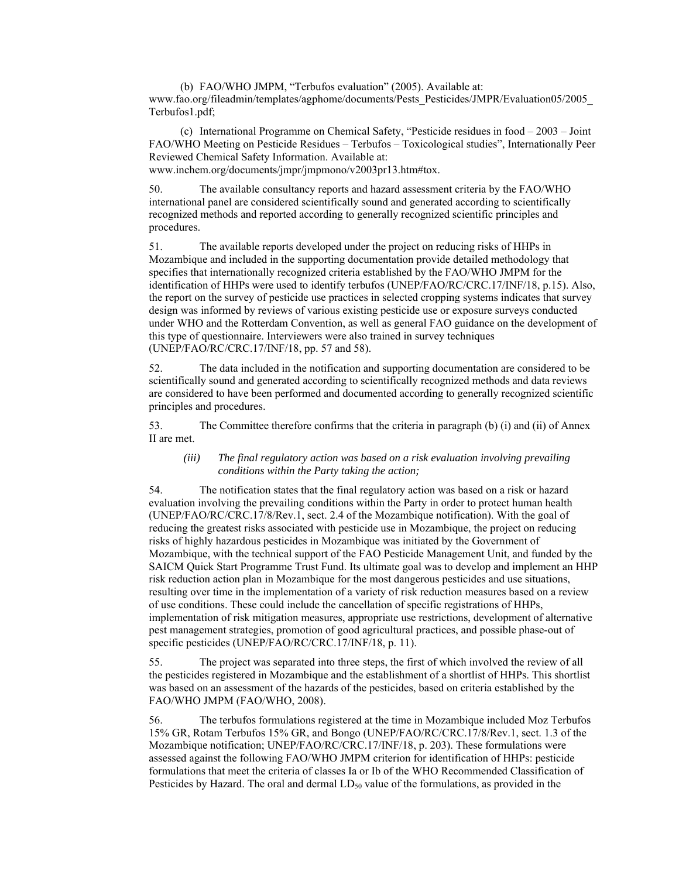(b) FAO/WHO JMPM, "Terbufos evaluation" (2005). Available at: www.fao.org/fileadmin/templates/agphome/documents/Pests_Pesticides/JMPR/Evaluation05/2005_Terbufos1.pdf;

(c) International Programme on Chemical Safety, "Pesticide residues in food – 2003 – Joint FAO/WHO Meeting on Pesticide Residues – Terbufos – Toxicological studies", Internationally Peer Reviewed Chemical Safety Information. Available at: www.inchem.org/documents/jmpr/jmpmono/v2003pr13.htm#tox.

50. The available consultancy reports and hazard assessment criteria by the FAO/WHO international panel are considered scientifically sound and generated according to scientifically recognized methods and reported according to generally recognized scientific principles and procedures.

51. The available reports developed under the project on reducing risks of HHPs in Mozambique and included in the supporting documentation provide detailed methodology that specifies that internationally recognized criteria established by the FAO/WHO JMPM for the identification of HHPs were used to identify terbufos (UNEP/FAO/RC/CRC.17/INF/18, p.15). Also, the report on the survey of pesticide use practices in selected cropping systems indicates that survey design was informed by reviews of various existing pesticide use or exposure surveys conducted under WHO and the Rotterdam Convention, as well as general FAO guidance on the development of this type of questionnaire. Interviewers were also trained in survey techniques (UNEP/FAO/RC/CRC.17/INF/18, pp. 57 and 58).

52. The data included in the notification and supporting documentation are considered to be scientifically sound and generated according to scientifically recognized methods and data reviews are considered to have been performed and documented according to generally recognized scientific principles and procedures.

53. The Committee therefore confirms that the criteria in paragraph (b) (i) and (ii) of Annex II are met.

*(iii) The final regulatory action was based on a risk evaluation involving prevailing conditions within the Party taking the action;*

54. The notification states that the final regulatory action was based on a risk or hazard evaluation involving the prevailing conditions within the Party in order to protect human health (UNEP/FAO/RC/CRC.17/8/Rev.1, sect. 2.4 of the Mozambique notification). With the goal of reducing the greatest risks associated with pesticide use in Mozambique, the project on reducing risks of highly hazardous pesticides in Mozambique was initiated by the Government of Mozambique, with the technical support of the FAO Pesticide Management Unit, and funded by the SAICM Quick Start Programme Trust Fund. Its ultimate goal was to develop and implement an HHP risk reduction action plan in Mozambique for the most dangerous pesticides and use situations, resulting over time in the implementation of a variety of risk reduction measures based on a review of use conditions. These could include the cancellation of specific registrations of HHPs, implementation of risk mitigation measures, appropriate use restrictions, development of alternative pest management strategies, promotion of good agricultural practices, and possible phase-out of specific pesticides (UNEP/FAO/RC/CRC.17/INF/18, p. 11).

55. The project was separated into three steps, the first of which involved the review of all the pesticides registered in Mozambique and the establishment of a shortlist of HHPs. This shortlist was based on an assessment of the hazards of the pesticides, based on criteria established by the FAO/WHO JMPM (FAO/WHO, 2008).

56. The terbufos formulations registered at the time in Mozambique included Moz Terbufos 15% GR, Rotam Terbufos 15% GR, and Bongo (UNEP/FAO/RC/CRC.17/8/Rev.1, sect. 1.3 of the Mozambique notification; UNEP/FAO/RC/CRC.17/INF/18, p. 203). These formulations were assessed against the following FAO/WHO JMPM criterion for identification of HHPs: pesticide formulations that meet the criteria of classes Ia or Ib of the WHO Recommended Classification of Pesticides by Hazard. The oral and dermal $LD_{50}$ value of the formulations, as provided in the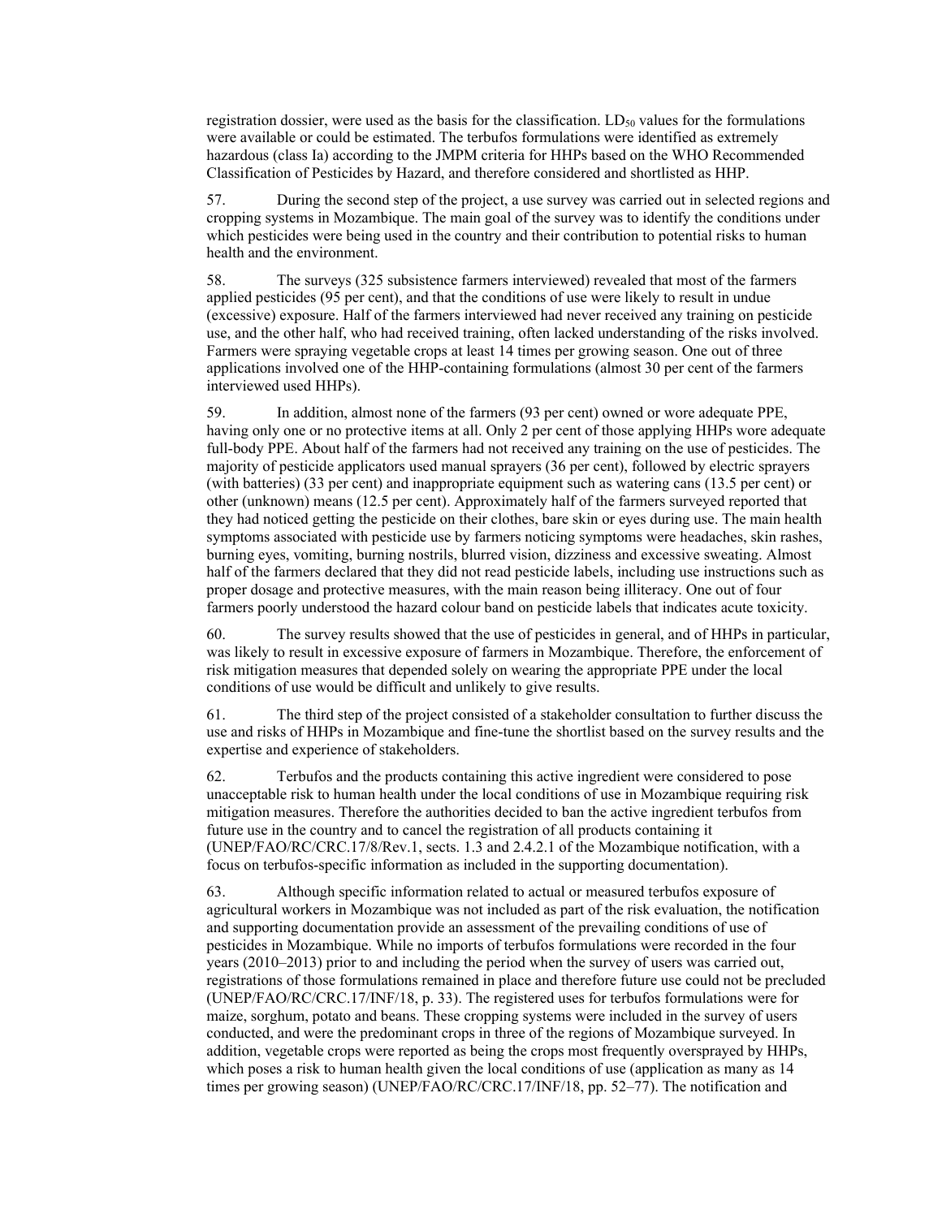registration dossier, were used as the basis for the classification. $LD_{50}$ values for the formulations were available or could be estimated. The terbufos formulations were identified as extremely hazardous (class Ia) according to the JMPM criteria for HHPs based on the WHO Recommended Classification of Pesticides by Hazard, and therefore considered and shortlisted as HHP.

57. During the second step of the project, a use survey was carried out in selected regions and cropping systems in Mozambique. The main goal of the survey was to identify the conditions under which pesticides were being used in the country and their contribution to potential risks to human health and the environment.

58. The surveys (325 subsistence farmers interviewed) revealed that most of the farmers applied pesticides (95 per cent), and that the conditions of use were likely to result in undue (excessive) exposure. Half of the farmers interviewed had never received any training on pesticide use, and the other half, who had received training, often lacked understanding of the risks involved. Farmers were spraying vegetable crops at least 14 times per growing season. One out of three applications involved one of the HHP-containing formulations (almost 30 per cent of the farmers interviewed used HHPs).

59. In addition, almost none of the farmers (93 per cent) owned or wore adequate PPE, having only one or no protective items at all. Only 2 per cent of those applying HHPs wore adequate full-body PPE. About half of the farmers had not received any training on the use of pesticides. The majority of pesticide applicators used manual sprayers (36 per cent), followed by electric sprayers (with batteries) (33 per cent) and inappropriate equipment such as watering cans (13.5 per cent) or other (unknown) means (12.5 per cent). Approximately half of the farmers surveyed reported that they had noticed getting the pesticide on their clothes, bare skin or eyes during use. The main health symptoms associated with pesticide use by farmers noticing symptoms were headaches, skin rashes, burning eyes, vomiting, burning nostrils, blurred vision, dizziness and excessive sweating. Almost half of the farmers declared that they did not read pesticide labels, including use instructions such as proper dosage and protective measures, with the main reason being illiteracy. One out of four farmers poorly understood the hazard colour band on pesticide labels that indicates acute toxicity.

60. The survey results showed that the use of pesticides in general, and of HHPs in particular, was likely to result in excessive exposure of farmers in Mozambique. Therefore, the enforcement of risk mitigation measures that depended solely on wearing the appropriate PPE under the local conditions of use would be difficult and unlikely to give results.

61. The third step of the project consisted of a stakeholder consultation to further discuss the use and risks of HHPs in Mozambique and fine-tune the shortlist based on the survey results and the expertise and experience of stakeholders.

62. Terbufos and the products containing this active ingredient were considered to pose unacceptable risk to human health under the local conditions of use in Mozambique requiring risk mitigation measures. Therefore the authorities decided to ban the active ingredient terbufos from future use in the country and to cancel the registration of all products containing it (UNEP/FAO/RC/CRC.17/8/Rev.1, sects. 1.3 and 2.4.2.1 of the Mozambique notification, with a focus on terbufos-specific information as included in the supporting documentation).

63. Although specific information related to actual or measured terbufos exposure of agricultural workers in Mozambique was not included as part of the risk evaluation, the notification and supporting documentation provide an assessment of the prevailing conditions of use of pesticides in Mozambique. While no imports of terbufos formulations were recorded in the four years (2010–2013) prior to and including the period when the survey of users was carried out, registrations of those formulations remained in place and therefore future use could not be precluded (UNEP/FAO/RC/CRC.17/INF/18, p. 33). The registered uses for terbufos formulations were for maize, sorghum, potato and beans. These cropping systems were included in the survey of users conducted, and were the predominant crops in three of the regions of Mozambique surveyed. In addition, vegetable crops were reported as being the crops most frequently oversprayed by HHPs, which poses a risk to human health given the local conditions of use (application as many as 14 times per growing season) (UNEP/FAO/RC/CRC.17/INF/18, pp. 52–77). The notification and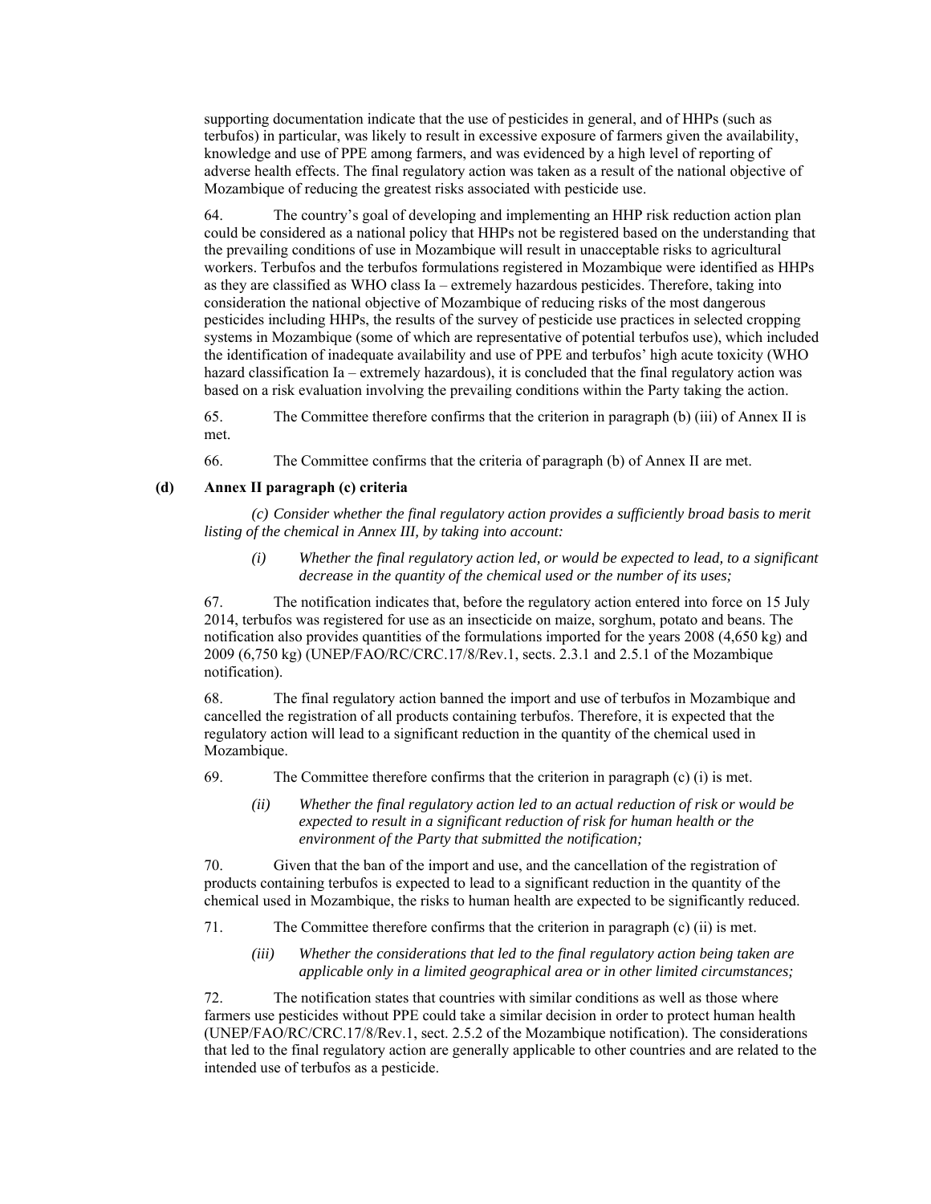supporting documentation indicate that the use of pesticides in general, and of HHPs (such as terbufos) in particular, was likely to result in excessive exposure of farmers given the availability, knowledge and use of PPE among farmers, and was evidenced by a high level of reporting of adverse health effects. The final regulatory action was taken as a result of the national objective of Mozambique of reducing the greatest risks associated with pesticide use.

64. The country's goal of developing and implementing an HHP risk reduction action plan could be considered as a national policy that HHPs not be registered based on the understanding that the prevailing conditions of use in Mozambique will result in unacceptable risks to agricultural workers. Terbufos and the terbufos formulations registered in Mozambique were identified as HHPs as they are classified as WHO class Ia – extremely hazardous pesticides. Therefore, taking into consideration the national objective of Mozambique of reducing risks of the most dangerous pesticides including HHPs, the results of the survey of pesticide use practices in selected cropping systems in Mozambique (some of which are representative of potential terbufos use), which included the identification of inadequate availability and use of PPE and terbufos' high acute toxicity (WHO hazard classification Ia – extremely hazardous), it is concluded that the final regulatory action was based on a risk evaluation involving the prevailing conditions within the Party taking the action.

65. The Committee therefore confirms that the criterion in paragraph (b) (iii) of Annex II is met.

66. The Committee confirms that the criteria of paragraph (b) of Annex II are met.

**(d) Annex II paragraph (c) criteria**

*(c) Consider whether the final regulatory action provides a sufficiently broad basis to merit listing of the chemical in Annex III, by taking into account:*

*(i) Whether the final regulatory action led, or would be expected to lead, to a significant decrease in the quantity of the chemical used or the number of its uses;*

67. The notification indicates that, before the regulatory action entered into force on 15 July 2014, terbufos was registered for use as an insecticide on maize, sorghum, potato and beans. The notification also provides quantities of the formulations imported for the years 2008 (4,650 kg) and 2009 (6,750 kg) (UNEP/FAO/RC/CRC.17/8/Rev.1, sects. 2.3.1 and 2.5.1 of the Mozambique notification).

68. The final regulatory action banned the import and use of terbufos in Mozambique and cancelled the registration of all products containing terbufos. Therefore, it is expected that the regulatory action will lead to a significant reduction in the quantity of the chemical used in Mozambique.

69. The Committee therefore confirms that the criterion in paragraph (c) (i) is met.

*(ii) Whether the final regulatory action led to an actual reduction of risk or would be expected to result in a significant reduction of risk for human health or the environment of the Party that submitted the notification;*

70. Given that the ban of the import and use, and the cancellation of the registration of products containing terbufos is expected to lead to a significant reduction in the quantity of the chemical used in Mozambique, the risks to human health are expected to be significantly reduced.

71. The Committee therefore confirms that the criterion in paragraph (c) (ii) is met.

*(iii) Whether the considerations that led to the final regulatory action being taken are applicable only in a limited geographical area or in other limited circumstances;*

72. The notification states that countries with similar conditions as well as those where farmers use pesticides without PPE could take a similar decision in order to protect human health (UNEP/FAO/RC/CRC.17/8/Rev.1, sect. 2.5.2 of the Mozambique notification). The considerations that led to the final regulatory action are generally applicable to other countries and are related to the intended use of terbufos as a pesticide.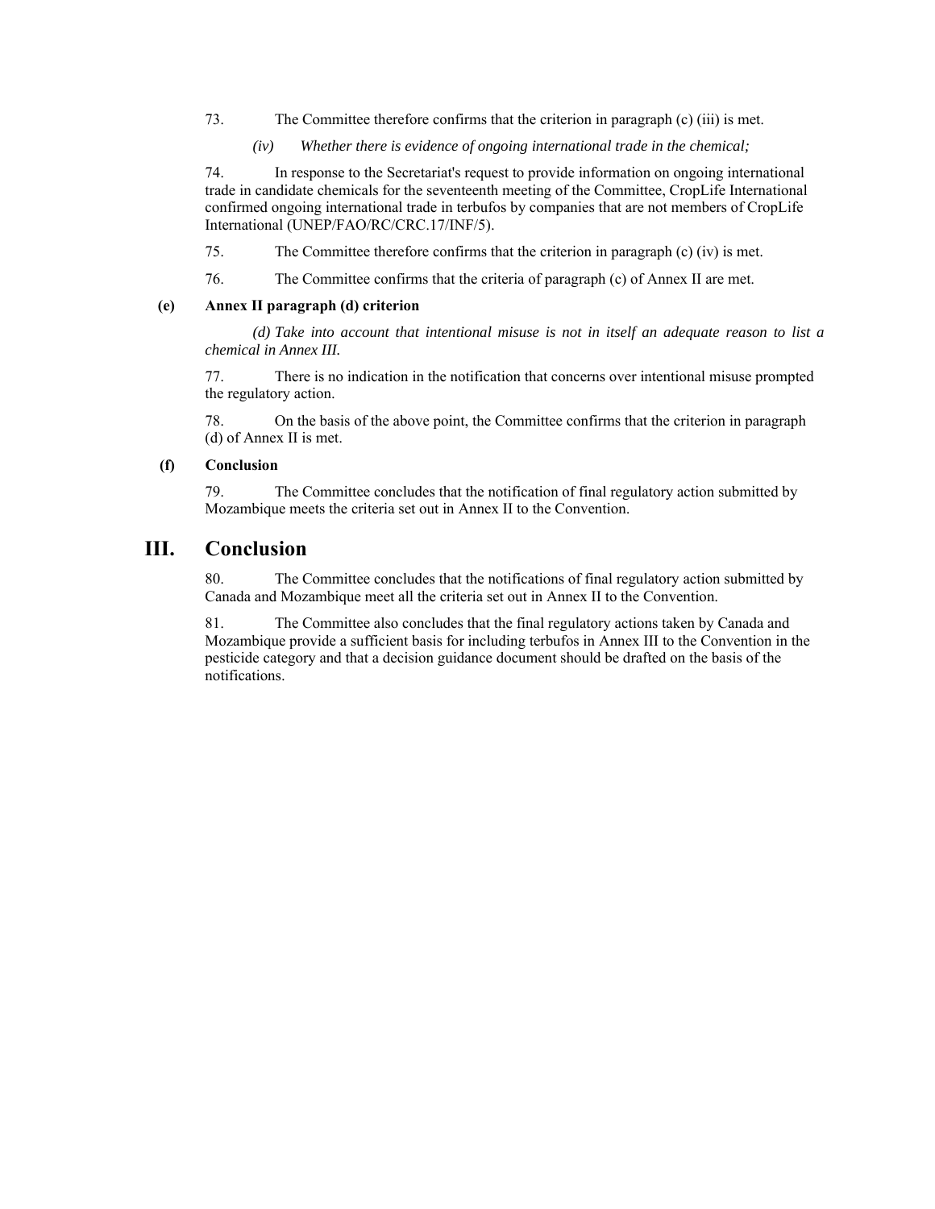73. The Committee therefore confirms that the criterion in paragraph (c) (iii) is met.

*(iv) Whether there is evidence of ongoing international trade in the chemical;*

74. In response to the Secretariat's request to provide information on ongoing international trade in candidate chemicals for the seventeenth meeting of the Committee, CropLife International confirmed ongoing international trade in terbufos by companies that are not members of CropLife International (UNEP/FAO/RC/CRC.17/INF/5).

75. The Committee therefore confirms that the criterion in paragraph (c) (iv) is met.

76. The Committee confirms that the criteria of paragraph (c) of Annex II are met.

**(e) Annex II paragraph (d) criterion**

*(d) Take into account that intentional misuse is not in itself an adequate reason to list a chemical in Annex III.*

77. There is no indication in the notification that concerns over intentional misuse prompted the regulatory action.

78. On the basis of the above point, the Committee confirms that the criterion in paragraph (d) of Annex II is met.

**(f) Conclusion**

79. The Committee concludes that the notification of final regulatory action submitted by Mozambique meets the criteria set out in Annex II to the Convention.

# III. Conclusion

80. The Committee concludes that the notifications of final regulatory action submitted by Canada and Mozambique meet all the criteria set out in Annex II to the Convention.

81. The Committee also concludes that the final regulatory actions taken by Canada and Mozambique provide a sufficient basis for including terbufos in Annex III to the Convention in the pesticide category and that a decision guidance document should be drafted on the basis of the notifications.